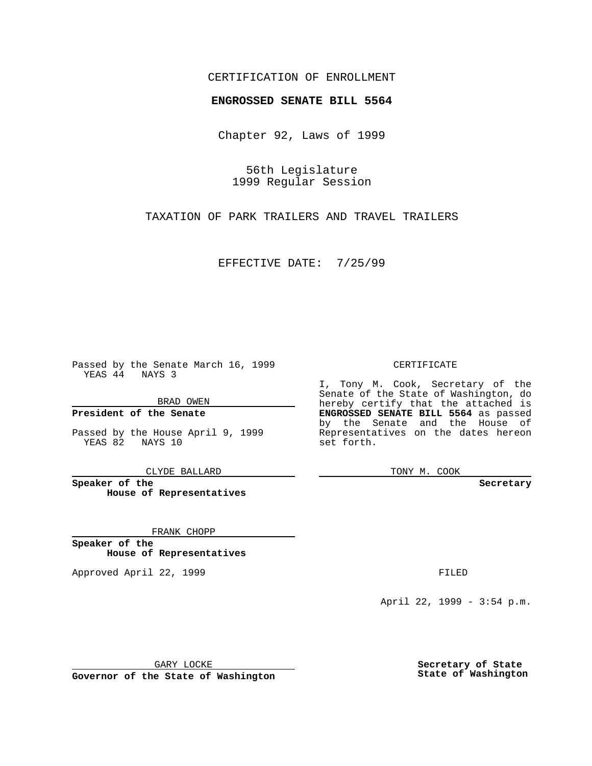CERTIFICATION OF ENROLLMENT

**ENGROSSED SENATE BILL 5564**

Chapter 92, Laws of 1999

56th Legislature
1999 Regular Session

TAXATION OF PARK TRAILERS AND TRAVEL TRAILERS

EFFECTIVE DATE: 7/25/99

Passed by the Senate March 16, 1999
YEAS 44 NAYS 3

BRAD OWEN

**President of the Senate**

Passed by the House April 9, 1999
YEAS 82 NAYS 10

CLYDE BALLARD

**Speaker of the House of Representatives**

FRANK CHOPP

**Speaker of the House of Representatives**

Approved April 22, 1999

GARY LOCKE

**Governor of the State of Washington**

CERTIFICATE

I, Tony M. Cook, Secretary of the Senate of the State of Washington, do hereby certify that the attached is **ENGROSSED SENATE BILL 5564** as passed by the Senate and the House of Representatives on the dates hereon set forth.

TONY M. COOK

**Secretary**

FILED

April 22, 1999 - 3:54 p.m.

**Secretary of State**
**State of Washington**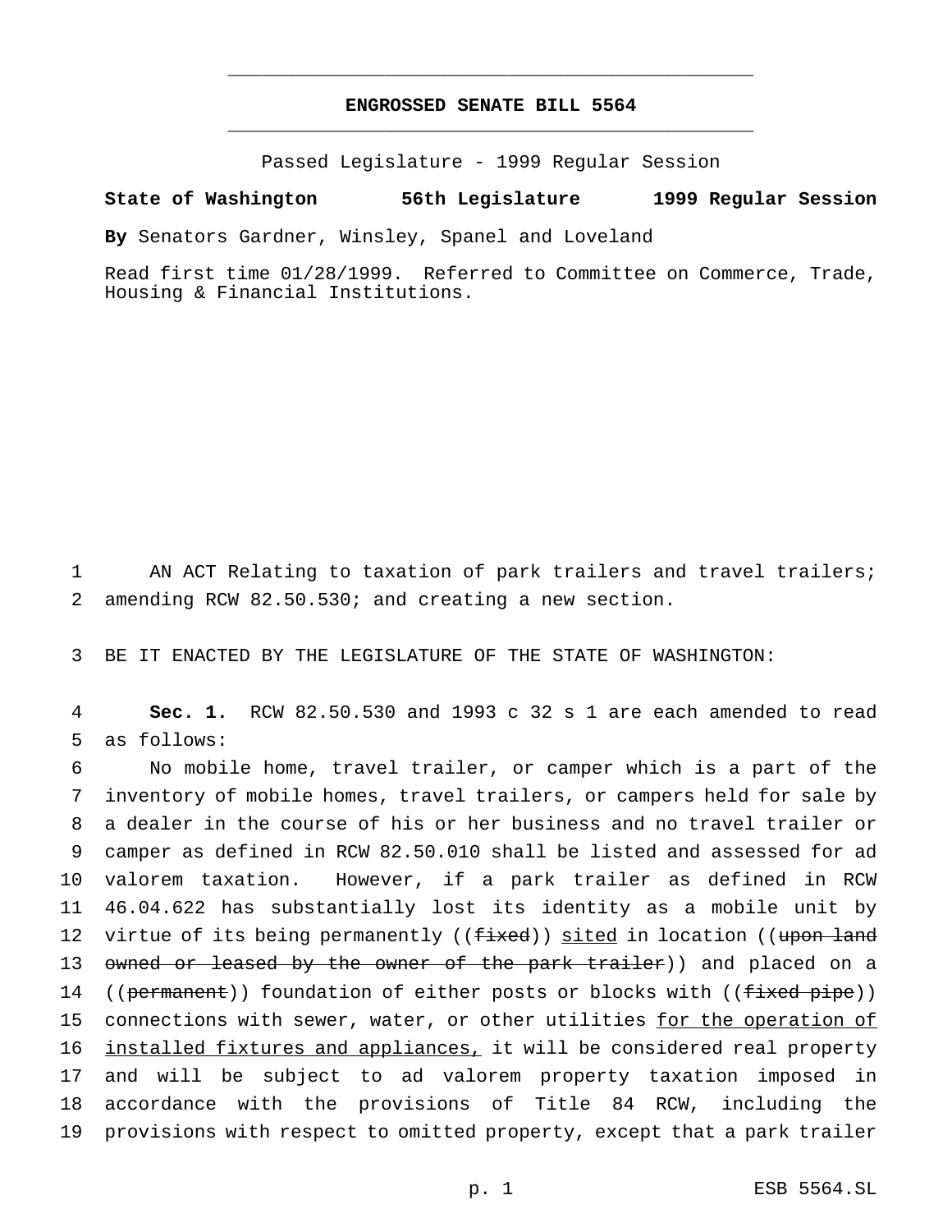# ENGROSSED SENATE BILL 5564

Passed Legislature - 1999 Regular Session

**State of Washington 56th Legislature 1999 Regular Session**

**By** Senators Gardner, Winsley, Spanel and Loveland

Read first time 01/28/1999. Referred to Committee on Commerce, Trade, Housing & Financial Institutions.

AN ACT Relating to taxation of park trailers and travel trailers; amending RCW 82.50.530; and creating a new section.

BE IT ENACTED BY THE LEGISLATURE OF THE STATE OF WASHINGTON:

**Sec. 1.** RCW 82.50.530 and 1993 c 32 s 1 are each amended to read as follows:

No mobile home, travel trailer, or camper which is a part of the inventory of mobile homes, travel trailers, or campers held for sale by a dealer in the course of his or her business and no travel trailer or camper as defined in RCW 82.50.010 shall be listed and assessed for ad valorem taxation. However, if a park trailer as defined in RCW 46.04.622 has substantially lost its identity as a mobile unit by virtue of its being permanently ((~~fixed~~)) <u>sited</u> in location ((~~upon land owned or leased by the owner of the park trailer~~)) and placed on a ((~~permanent~~)) foundation of either posts or blocks with ((~~fixed pipe~~)) connections with sewer, water, or other utilities <u>for the operation of installed fixtures and appliances,</u> it will be considered real property and will be subject to ad valorem property taxation imposed in accordance with the provisions of Title 84 RCW, including the provisions with respect to omitted property, except that a park trailer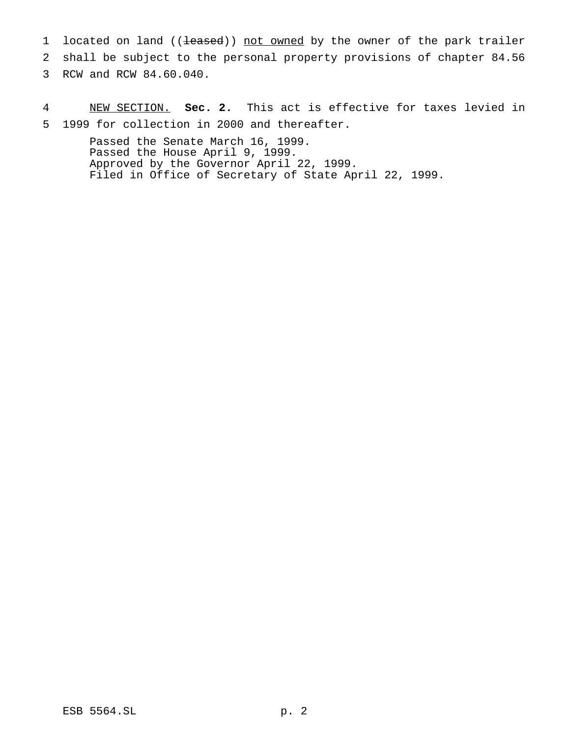located on land ((~~leased~~)) <u>not owned</u> by the owner of the park trailer shall be subject to the personal property provisions of chapter 84.56 RCW and RCW 84.60.040.

<u>NEW SECTION.</u> **Sec. 2.** This act is effective for taxes levied in 1999 for collection in 2000 and thereafter.

Passed the Senate March 16, 1999.
Passed the House April 9, 1999.
Approved by the Governor April 22, 1999.
Filed in Office of Secretary of State April 22, 1999.